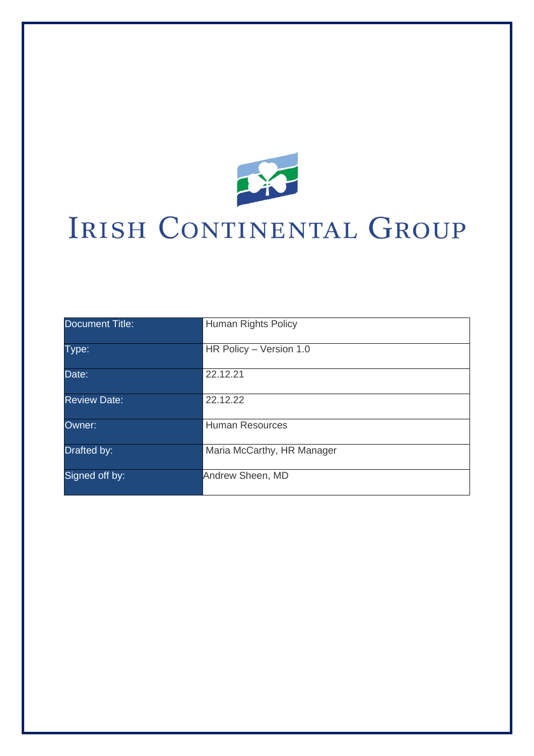# IRISH CONTINENTAL GROUP

| Document Title: | Human Rights Policy |
|---|---|
| Type: | HR Policy – Version 1.0 |
| Date: | 22.12.21 |
| Review Date: | 22.12.22 |
| Owner: | Human Resources |
| Drafted by: | Maria McCarthy, HR Manager |
| Signed off by: | Andrew Sheen, MD |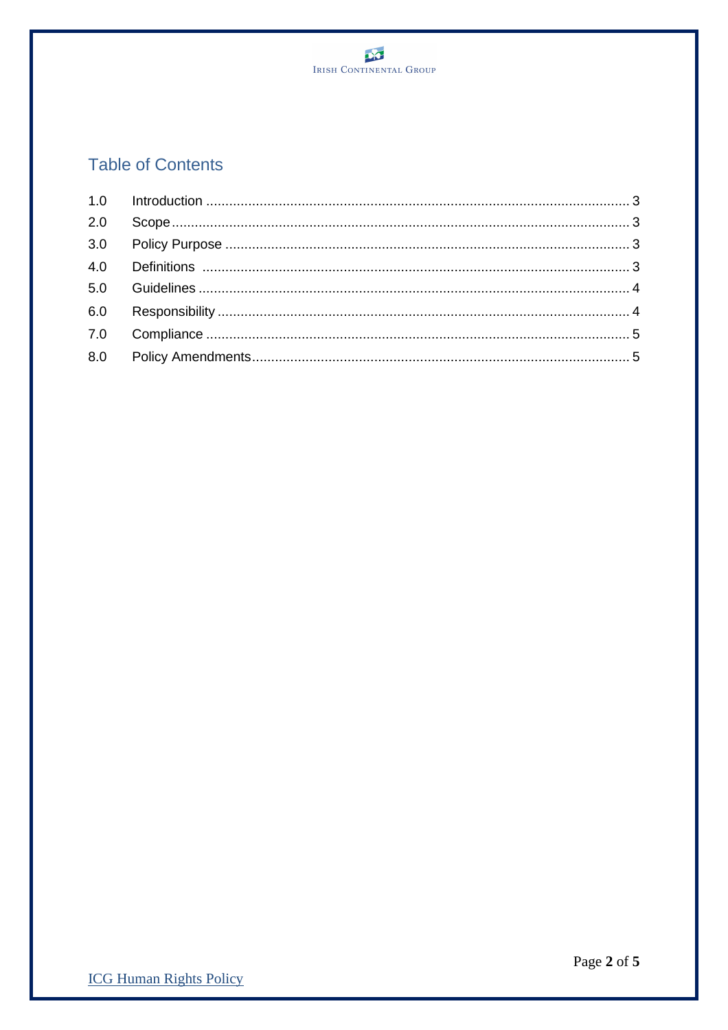## Table of Contents

| | | |
|---|---|---|
| 1.0 | Introduction | 3 |
| 2.0 | Scope | 3 |
| 3.0 | Policy Purpose | 3 |
| 4.0 | Definitions | 3 |
| 5.0 | Guidelines | 4 |
| 6.0 | Responsibility | 4 |
| 7.0 | Compliance | 5 |
| 8.0 | Policy Amendments | 5 |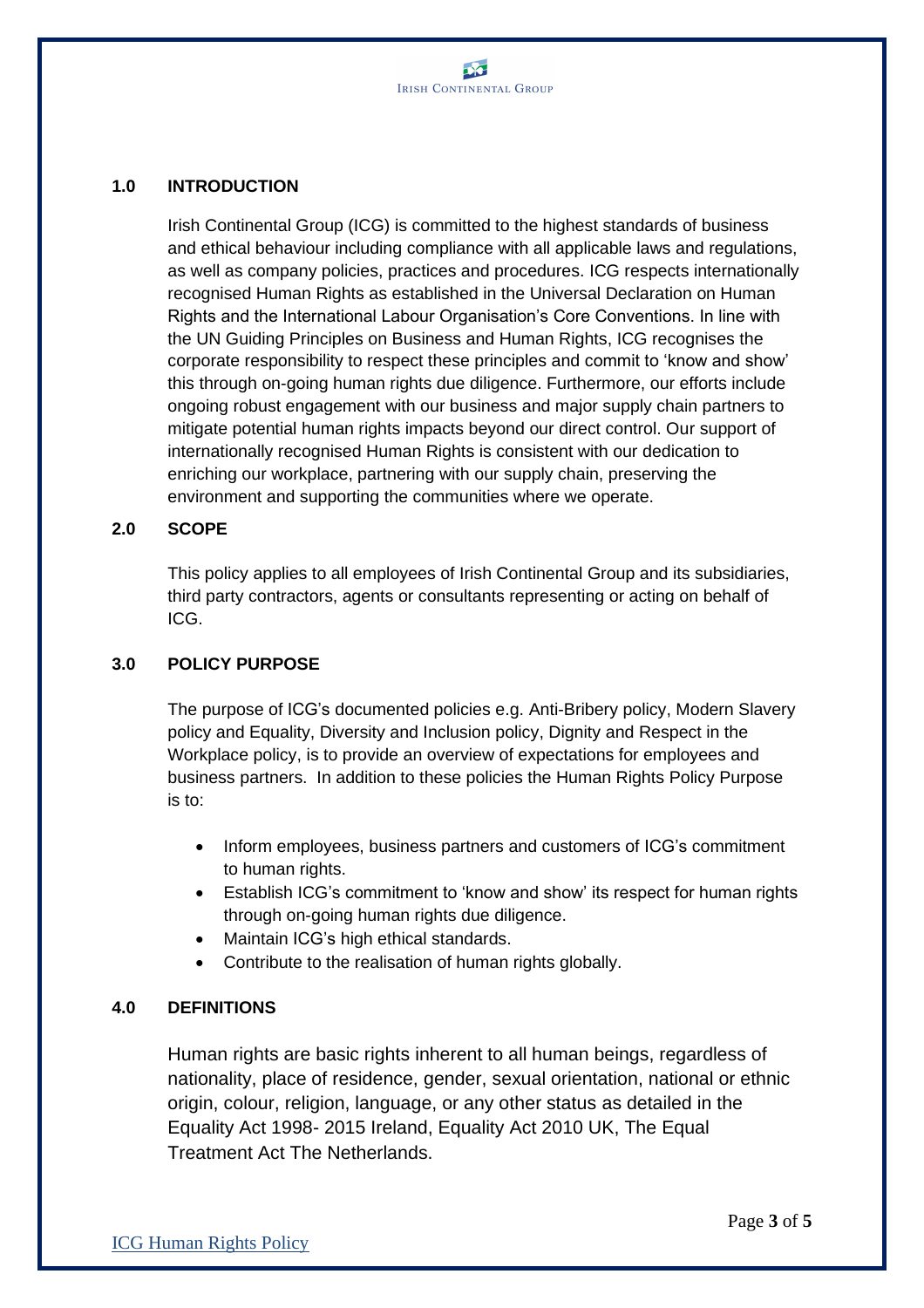## 1.0 INTRODUCTION

Irish Continental Group (ICG) is committed to the highest standards of business and ethical behaviour including compliance with all applicable laws and regulations, as well as company policies, practices and procedures. ICG respects internationally recognised Human Rights as established in the Universal Declaration on Human Rights and the International Labour Organisation's Core Conventions. In line with the UN Guiding Principles on Business and Human Rights, ICG recognises the corporate responsibility to respect these principles and commit to 'know and show' this through on-going human rights due diligence. Furthermore, our efforts include ongoing robust engagement with our business and major supply chain partners to mitigate potential human rights impacts beyond our direct control. Our support of internationally recognised Human Rights is consistent with our dedication to enriching our workplace, partnering with our supply chain, preserving the environment and supporting the communities where we operate.

## 2.0 SCOPE

This policy applies to all employees of Irish Continental Group and its subsidiaries, third party contractors, agents or consultants representing or acting on behalf of ICG.

## 3.0 POLICY PURPOSE

The purpose of ICG's documented policies e.g. Anti-Bribery policy, Modern Slavery policy and Equality, Diversity and Inclusion policy, Dignity and Respect in the Workplace policy, is to provide an overview of expectations for employees and business partners. In addition to these policies the Human Rights Policy Purpose is to:

- Inform employees, business partners and customers of ICG's commitment to human rights.
- Establish ICG's commitment to 'know and show' its respect for human rights through on-going human rights due diligence.
- Maintain ICG's high ethical standards.
- Contribute to the realisation of human rights globally.

## 4.0 DEFINITIONS

Human rights are basic rights inherent to all human beings, regardless of nationality, place of residence, gender, sexual orientation, national or ethnic origin, colour, religion, language, or any other status as detailed in the Equality Act 1998- 2015 Ireland, Equality Act 2010 UK, The Equal Treatment Act The Netherlands.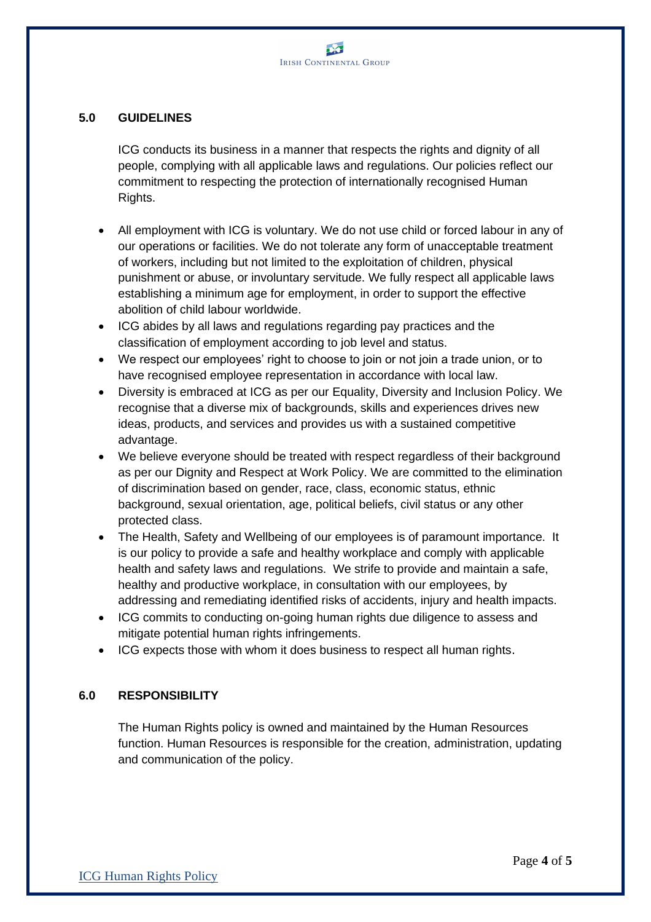## 5.0 GUIDELINES

ICG conducts its business in a manner that respects the rights and dignity of all people, complying with all applicable laws and regulations. Our policies reflect our commitment to respecting the protection of internationally recognised Human Rights.

- All employment with ICG is voluntary. We do not use child or forced labour in any of our operations or facilities. We do not tolerate any form of unacceptable treatment of workers, including but not limited to the exploitation of children, physical punishment or abuse, or involuntary servitude. We fully respect all applicable laws establishing a minimum age for employment, in order to support the effective abolition of child labour worldwide.
- ICG abides by all laws and regulations regarding pay practices and the classification of employment according to job level and status.
- We respect our employees' right to choose to join or not join a trade union, or to have recognised employee representation in accordance with local law.
- Diversity is embraced at ICG as per our Equality, Diversity and Inclusion Policy. We recognise that a diverse mix of backgrounds, skills and experiences drives new ideas, products, and services and provides us with a sustained competitive advantage.
- We believe everyone should be treated with respect regardless of their background as per our Dignity and Respect at Work Policy. We are committed to the elimination of discrimination based on gender, race, class, economic status, ethnic background, sexual orientation, age, political beliefs, civil status or any other protected class.
- The Health, Safety and Wellbeing of our employees is of paramount importance. It is our policy to provide a safe and healthy workplace and comply with applicable health and safety laws and regulations. We strife to provide and maintain a safe, healthy and productive workplace, in consultation with our employees, by addressing and remediating identified risks of accidents, injury and health impacts.
- ICG commits to conducting on-going human rights due diligence to assess and mitigate potential human rights infringements.
- ICG expects those with whom it does business to respect all human rights.

## 6.0 RESPONSIBILITY

The Human Rights policy is owned and maintained by the Human Resources function. Human Resources is responsible for the creation, administration, updating and communication of the policy.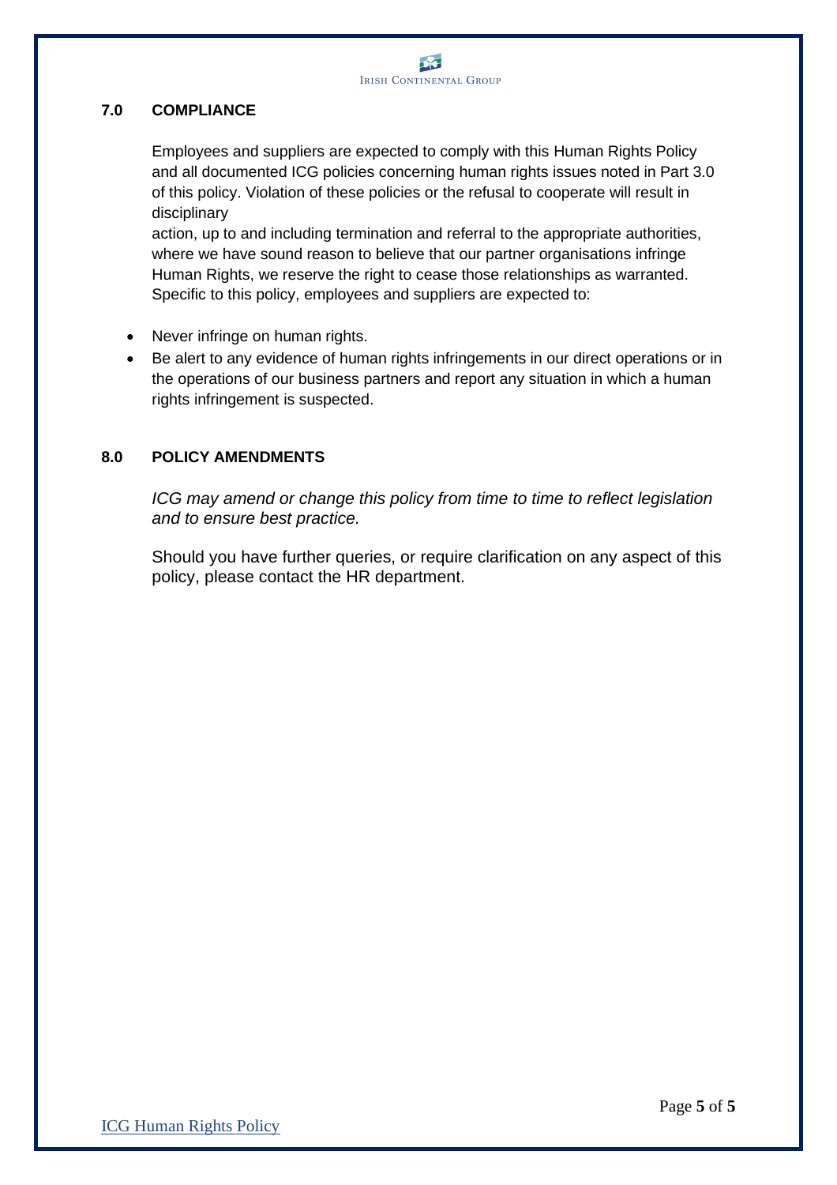## 7.0 COMPLIANCE

Employees and suppliers are expected to comply with this Human Rights Policy and all documented ICG policies concerning human rights issues noted in Part 3.0 of this policy. Violation of these policies or the refusal to cooperate will result in disciplinary action, up to and including termination and referral to the appropriate authorities, where we have sound reason to believe that our partner organisations infringe Human Rights, we reserve the right to cease those relationships as warranted. Specific to this policy, employees and suppliers are expected to:

- Never infringe on human rights.
- Be alert to any evidence of human rights infringements in our direct operations or in the operations of our business partners and report any situation in which a human rights infringement is suspected.

## 8.0 POLICY AMENDMENTS

*ICG may amend or change this policy from time to time to reflect legislation and to ensure best practice.*

Should you have further queries, or require clarification on any aspect of this policy, please contact the HR department.